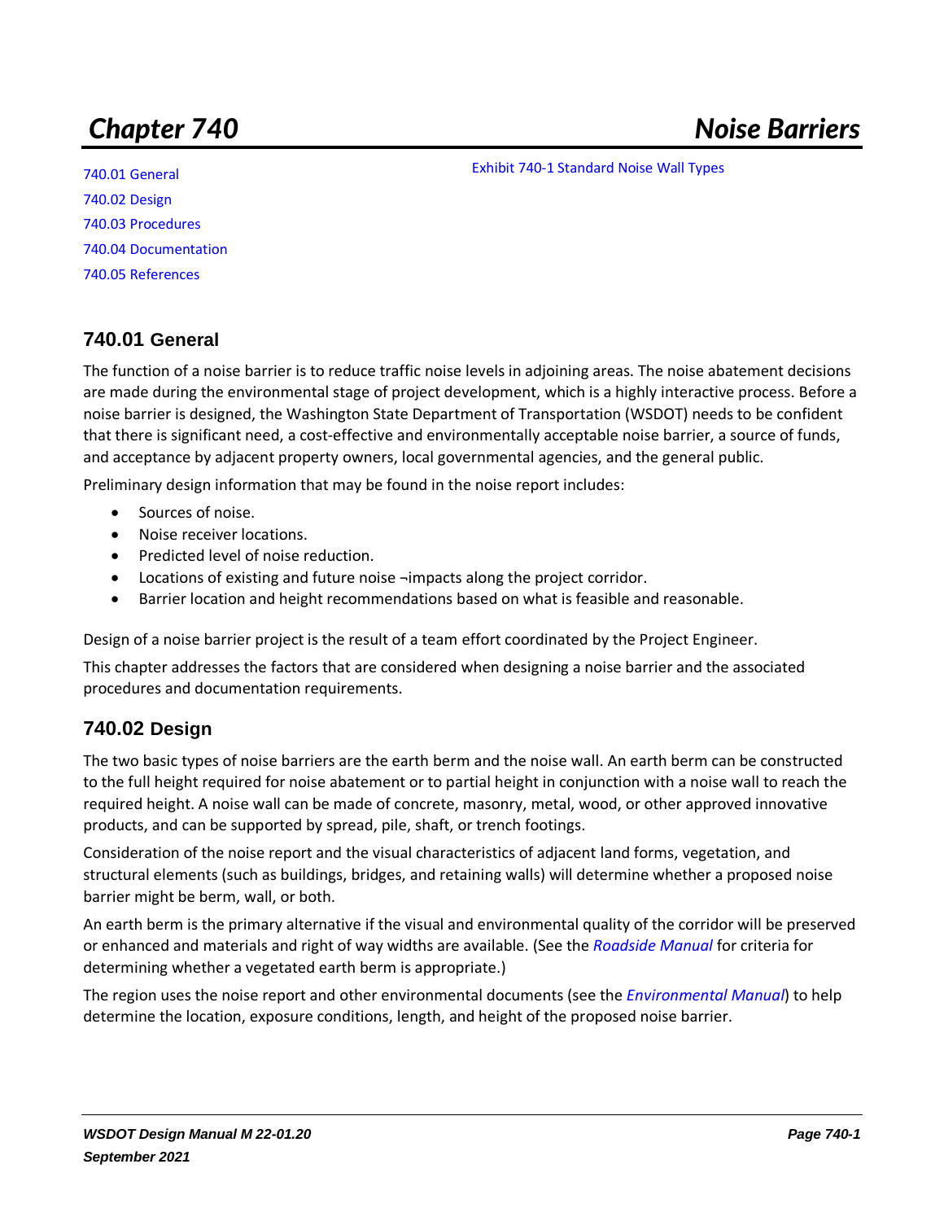# Chapter 740 Noise Barriers

740.01 General
740.02 Design
740.03 Procedures
740.04 Documentation
740.05 References

Exhibit 740-1 Standard Noise Wall Types

## 740.01 General

The function of a noise barrier is to reduce traffic noise levels in adjoining areas. The noise abatement decisions are made during the environmental stage of project development, which is a highly interactive process. Before a noise barrier is designed, the Washington State Department of Transportation (WSDOT) needs to be confident that there is significant need, a cost-effective and environmentally acceptable noise barrier, a source of funds, and acceptance by adjacent property owners, local governmental agencies, and the general public.

Preliminary design information that may be found in the noise report includes:

- Sources of noise.
- Noise receiver locations.
- Predicted level of noise reduction.
- Locations of existing and future noise ¬impacts along the project corridor.
- Barrier location and height recommendations based on what is feasible and reasonable.

Design of a noise barrier project is the result of a team effort coordinated by the Project Engineer.

This chapter addresses the factors that are considered when designing a noise barrier and the associated procedures and documentation requirements.

## 740.02 Design

The two basic types of noise barriers are the earth berm and the noise wall. An earth berm can be constructed to the full height required for noise abatement or to partial height in conjunction with a noise wall to reach the required height. A noise wall can be made of concrete, masonry, metal, wood, or other approved innovative products, and can be supported by spread, pile, shaft, or trench footings.

Consideration of the noise report and the visual characteristics of adjacent land forms, vegetation, and structural elements (such as buildings, bridges, and retaining walls) will determine whether a proposed noise barrier might be berm, wall, or both.

An earth berm is the primary alternative if the visual and environmental quality of the corridor will be preserved or enhanced and materials and right of way widths are available. (See the *Roadside Manual* for criteria for determining whether a vegetated earth berm is appropriate.)

The region uses the noise report and other environmental documents (see the *Environmental Manual*) to help determine the location, exposure conditions, length, and height of the proposed noise barrier.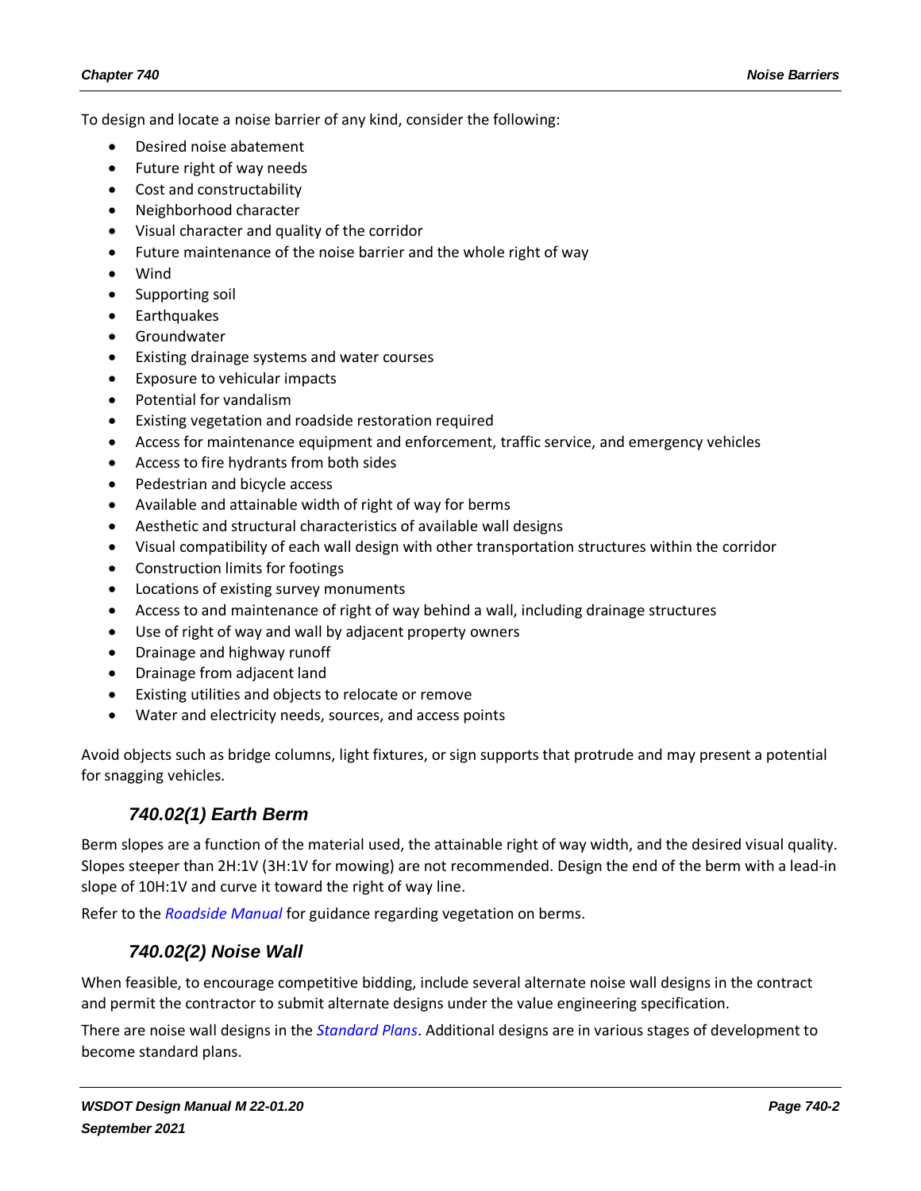To design and locate a noise barrier of any kind, consider the following:

- Desired noise abatement
- Future right of way needs
- Cost and constructability
- Neighborhood character
- Visual character and quality of the corridor
- Future maintenance of the noise barrier and the whole right of way
- Wind
- Supporting soil
- Earthquakes
- Groundwater
- Existing drainage systems and water courses
- Exposure to vehicular impacts
- Potential for vandalism
- Existing vegetation and roadside restoration required
- Access for maintenance equipment and enforcement, traffic service, and emergency vehicles
- Access to fire hydrants from both sides
- Pedestrian and bicycle access
- Available and attainable width of right of way for berms
- Aesthetic and structural characteristics of available wall designs
- Visual compatibility of each wall design with other transportation structures within the corridor
- Construction limits for footings
- Locations of existing survey monuments
- Access to and maintenance of right of way behind a wall, including drainage structures
- Use of right of way and wall by adjacent property owners
- Drainage and highway runoff
- Drainage from adjacent land
- Existing utilities and objects to relocate or remove
- Water and electricity needs, sources, and access points

Avoid objects such as bridge columns, light fixtures, or sign supports that protrude and may present a potential for snagging vehicles.

### *740.02(1) Earth Berm*

Berm slopes are a function of the material used, the attainable right of way width, and the desired visual quality. Slopes steeper than 2H:1V (3H:1V for mowing) are not recommended. Design the end of the berm with a lead-in slope of 10H:1V and curve it toward the right of way line.

Refer to the *Roadside Manual* for guidance regarding vegetation on berms.

### *740.02(2) Noise Wall*

When feasible, to encourage competitive bidding, include several alternate noise wall designs in the contract and permit the contractor to submit alternate designs under the value engineering specification.

There are noise wall designs in the *Standard Plans*. Additional designs are in various stages of development to become standard plans.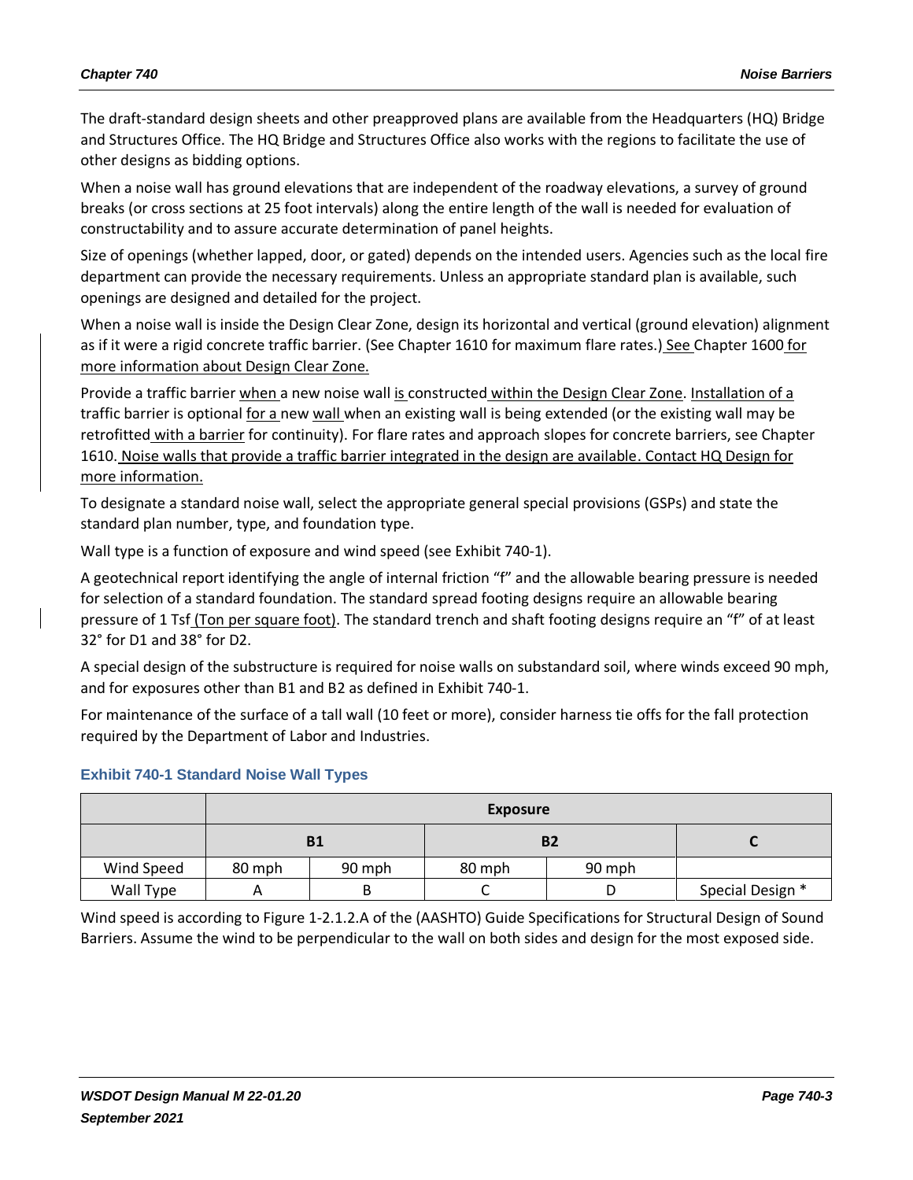The draft-standard design sheets and other preapproved plans are available from the Headquarters (HQ) Bridge and Structures Office. The HQ Bridge and Structures Office also works with the regions to facilitate the use of other designs as bidding options.

When a noise wall has ground elevations that are independent of the roadway elevations, a survey of ground breaks (or cross sections at 25 foot intervals) along the entire length of the wall is needed for evaluation of constructability and to assure accurate determination of panel heights.

Size of openings (whether lapped, door, or gated) depends on the intended users. Agencies such as the local fire department can provide the necessary requirements. Unless an appropriate standard plan is available, such openings are designed and detailed for the project.

When a noise wall is inside the Design Clear Zone, design its horizontal and vertical (ground elevation) alignment as if it were a rigid concrete traffic barrier. (See Chapter 1610 for maximum flare rates.) See Chapter 1600 for more information about Design Clear Zone.

Provide a traffic barrier when a new noise wall is constructed within the Design Clear Zone. Installation of a traffic barrier is optional for a new wall when an existing wall is being extended (or the existing wall may be retrofitted with a barrier for continuity). For flare rates and approach slopes for concrete barriers, see Chapter 1610. Noise walls that provide a traffic barrier integrated in the design are available. Contact HQ Design for more information.

To designate a standard noise wall, select the appropriate general special provisions (GSPs) and state the standard plan number, type, and foundation type.

Wall type is a function of exposure and wind speed (see Exhibit 740-1).

A geotechnical report identifying the angle of internal friction "f" and the allowable bearing pressure is needed for selection of a standard foundation. The standard spread footing designs require an allowable bearing pressure of 1 Tsf (Ton per square foot). The standard trench and shaft footing designs require an "f" of at least 32° for D1 and 38° for D2.

A special design of the substructure is required for noise walls on substandard soil, where winds exceed 90 mph, and for exposures other than B1 and B2 as defined in Exhibit 740-1.

For maintenance of the surface of a tall wall (10 feet or more), consider harness tie offs for the fall protection required by the Department of Labor and Industries.

### Exhibit 740-1 Standard Noise Wall Types

| | Exposure | | | | |
|---|---|---|---|---|---|
| | B1 | | B2 | | C |
| Wind Speed | 80 mph | 90 mph | 80 mph | 90 mph | |
| Wall Type | A | B | C | D | Special Design * |

Wind speed is according to Figure 1-2.1.2.A of the (AASHTO) Guide Specifications for Structural Design of Sound Barriers. Assume the wind to be perpendicular to the wall on both sides and design for the most exposed side.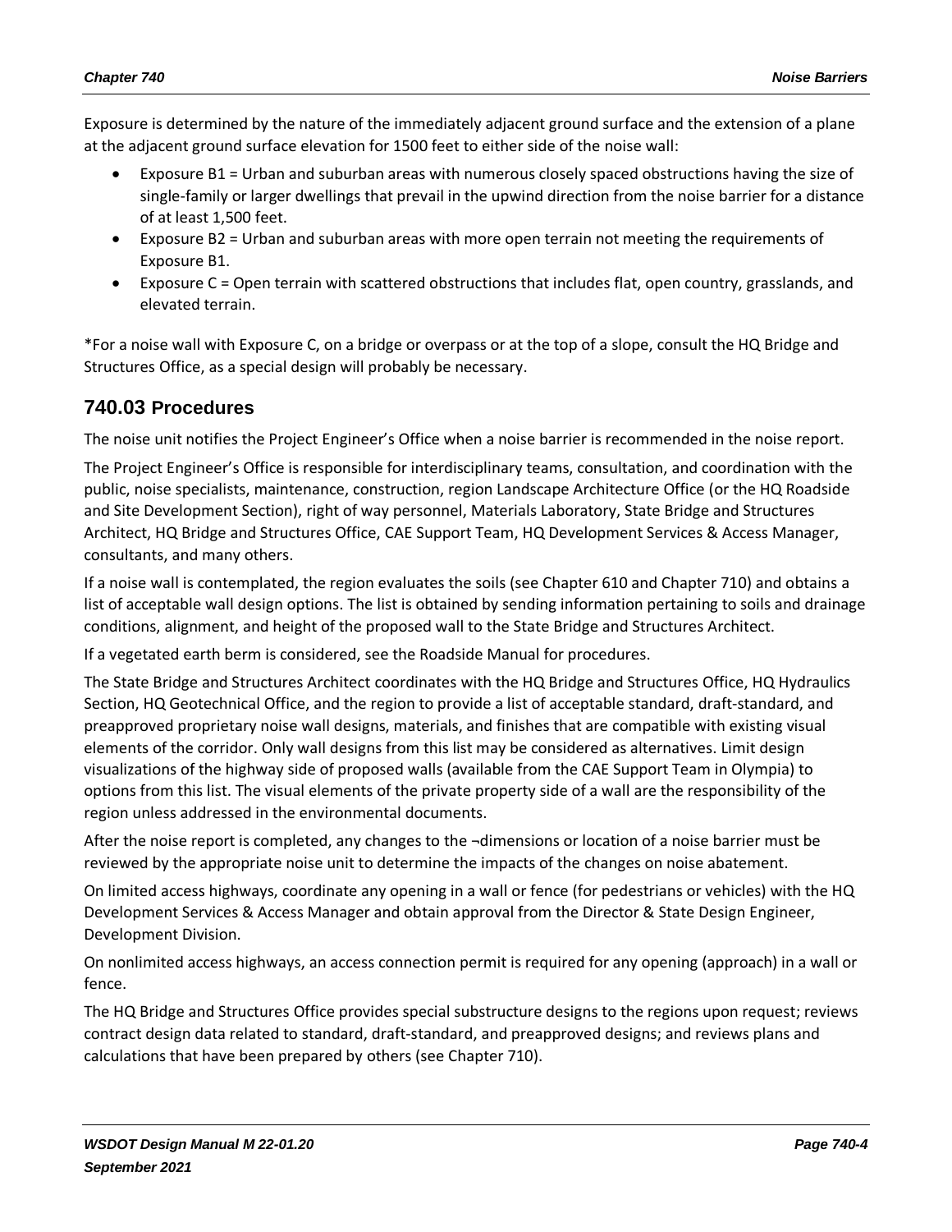Exposure is determined by the nature of the immediately adjacent ground surface and the extension of a plane at the adjacent ground surface elevation for 1500 feet to either side of the noise wall:

- Exposure B1 = Urban and suburban areas with numerous closely spaced obstructions having the size of single-family or larger dwellings that prevail in the upwind direction from the noise barrier for a distance of at least 1,500 feet.
- Exposure B2 = Urban and suburban areas with more open terrain not meeting the requirements of Exposure B1.
- Exposure C = Open terrain with scattered obstructions that includes flat, open country, grasslands, and elevated terrain.

*For a noise wall with Exposure C, on a bridge or overpass or at the top of a slope, consult the HQ Bridge and Structures Office, as a special design will probably be necessary.

## 740.03 Procedures

The noise unit notifies the Project Engineer's Office when a noise barrier is recommended in the noise report.

The Project Engineer's Office is responsible for interdisciplinary teams, consultation, and coordination with the public, noise specialists, maintenance, construction, region Landscape Architecture Office (or the HQ Roadside and Site Development Section), right of way personnel, Materials Laboratory, State Bridge and Structures Architect, HQ Bridge and Structures Office, CAE Support Team, HQ Development Services & Access Manager, consultants, and many others.

If a noise wall is contemplated, the region evaluates the soils (see Chapter 610 and Chapter 710) and obtains a list of acceptable wall design options. The list is obtained by sending information pertaining to soils and drainage conditions, alignment, and height of the proposed wall to the State Bridge and Structures Architect.

If a vegetated earth berm is considered, see the Roadside Manual for procedures.

The State Bridge and Structures Architect coordinates with the HQ Bridge and Structures Office, HQ Hydraulics Section, HQ Geotechnical Office, and the region to provide a list of acceptable standard, draft-standard, and preapproved proprietary noise wall designs, materials, and finishes that are compatible with existing visual elements of the corridor. Only wall designs from this list may be considered as alternatives. Limit design visualizations of the highway side of proposed walls (available from the CAE Support Team in Olympia) to options from this list. The visual elements of the private property side of a wall are the responsibility of the region unless addressed in the environmental documents.

After the noise report is completed, any changes to the ¬dimensions or location of a noise barrier must be reviewed by the appropriate noise unit to determine the impacts of the changes on noise abatement.

On limited access highways, coordinate any opening in a wall or fence (for pedestrians or vehicles) with the HQ Development Services & Access Manager and obtain approval from the Director & State Design Engineer, Development Division.

On nonlimited access highways, an access connection permit is required for any opening (approach) in a wall or fence.

The HQ Bridge and Structures Office provides special substructure designs to the regions upon request; reviews contract design data related to standard, draft-standard, and preapproved designs; and reviews plans and calculations that have been prepared by others (see Chapter 710).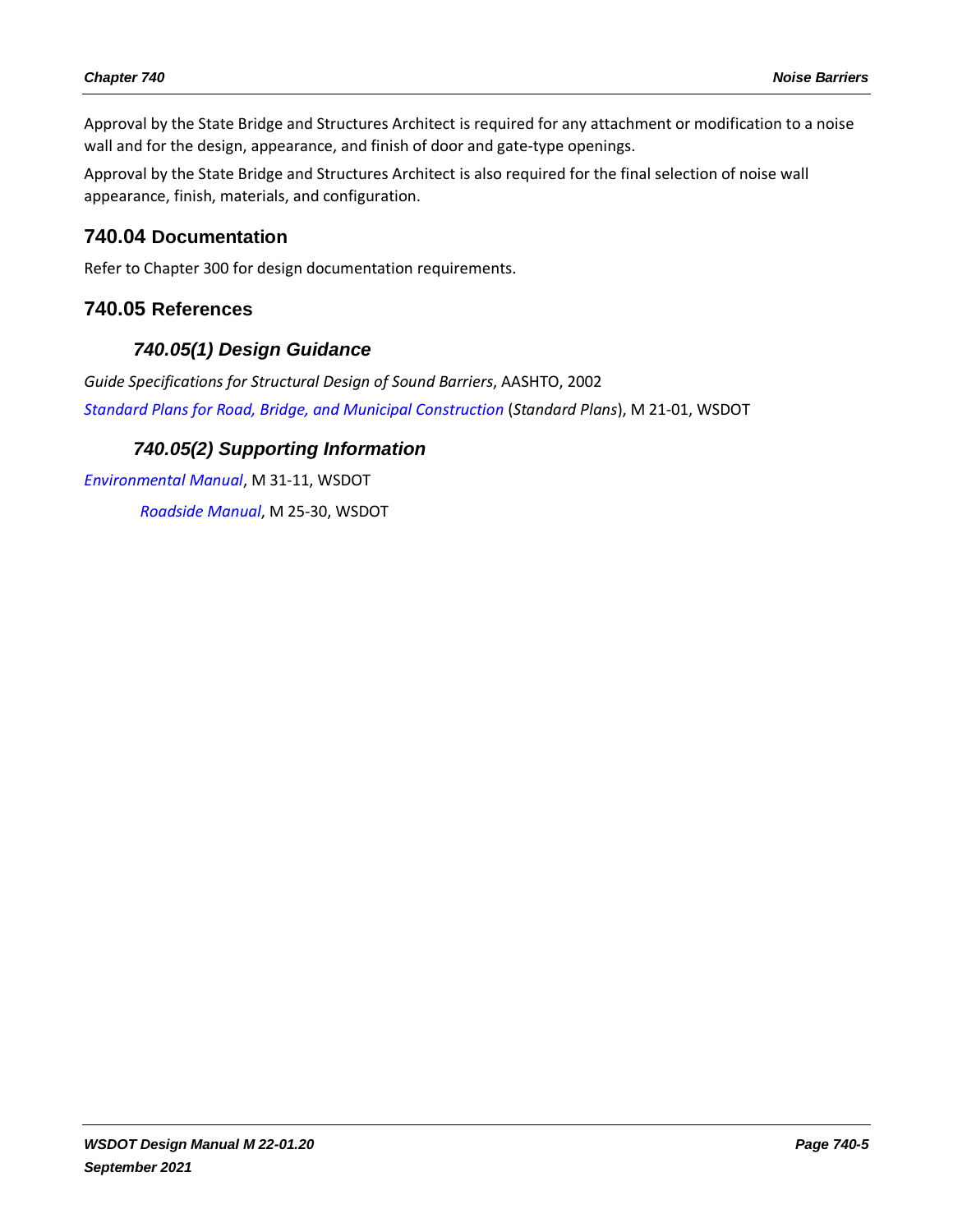Approval by the State Bridge and Structures Architect is required for any attachment or modification to a noise wall and for the design, appearance, and finish of door and gate-type openings.

Approval by the State Bridge and Structures Architect is also required for the final selection of noise wall appearance, finish, materials, and configuration.

## 740.04 Documentation

Refer to Chapter 300 for design documentation requirements.

## 740.05 References

### 740.05(1) Design Guidance

*Guide Specifications for Structural Design of Sound Barriers*, AASHTO, 2002

*Standard Plans for Road, Bridge, and Municipal Construction* (*Standard Plans*), M 21-01, WSDOT

### 740.05(2) Supporting Information

*Environmental Manual*, M 31-11, WSDOT

*Roadside Manual*, M 25-30, WSDOT